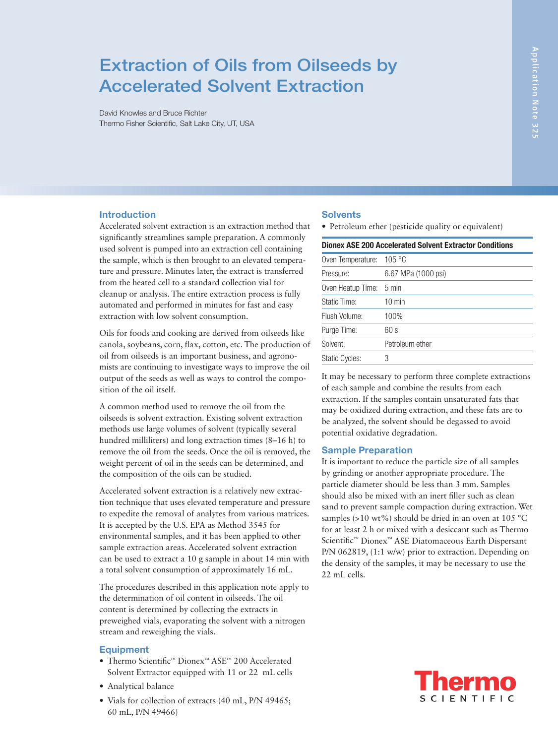# Extraction of Oils from Oilseeds by Accelerated Solvent Extraction

David Knowles and Bruce Richter
Thermo Fisher Scientific, Salt Lake City, UT, USA

Application Note 325

## Introduction

Accelerated solvent extraction is an extraction method that significantly streamlines sample preparation. A commonly used solvent is pumped into an extraction cell containing the sample, which is then brought to an elevated temperature and pressure. Minutes later, the extract is transferred from the heated cell to a standard collection vial for cleanup or analysis. The entire extraction process is fully automated and performed in minutes for fast and easy extraction with low solvent consumption.

Oils for foods and cooking are derived from oilseeds like canola, soybeans, corn, flax, cotton, etc. The production of oil from oilseeds is an important business, and agronomists are continuing to investigate ways to improve the oil output of the seeds as well as ways to control the composition of the oil itself.

A common method used to remove the oil from the oilseeds is solvent extraction. Existing solvent extraction methods use large volumes of solvent (typically several hundred milliliters) and long extraction times (8–16 h) to remove the oil from the seeds. Once the oil is removed, the weight percent of oil in the seeds can be determined, and the composition of the oils can be studied.

Accelerated solvent extraction is a relatively new extraction technique that uses elevated temperature and pressure to expedite the removal of analytes from various matrices. It is accepted by the U.S. EPA as Method 3545 for environmental samples, and it has been applied to other sample extraction areas. Accelerated solvent extraction can be used to extract a 10 g sample in about 14 min with a total solvent consumption of approximately 16 mL.

The procedures described in this application note apply to the determination of oil content in oilseeds. The oil content is determined by collecting the extracts in preweighed vials, evaporating the solvent with a nitrogen stream and reweighing the vials.

## Equipment

- Thermo Scientific™ Dionex™ ASE™ 200 Accelerated Solvent Extractor equipped with 11 or 22 mL cells
- Analytical balance
- Vials for collection of extracts (40 mL, P/N 49465; 60 mL, P/N 49466)

## Solvents

- Petroleum ether (pesticide quality or equivalent)

**Dionex ASE 200 Accelerated Solvent Extractor Conditions**

| | |
|---|---|
| Oven Temperature: | 105 °C |
| Pressure: | 6.67 MPa (1000 psi) |
| Oven Heatup Time: | 5 min |
| Static Time: | 10 min |
| Flush Volume: | 100% |
| Purge Time: | 60 s |
| Solvent: | Petroleum ether |
| Static Cycles: | 3 |

It may be necessary to perform three complete extractions of each sample and combine the results from each extraction. If the samples contain unsaturated fats that may be oxidized during extraction, and these fats are to be analyzed, the solvent should be degassed to avoid potential oxidative degradation.

## Sample Preparation

It is important to reduce the particle size of all samples by grinding or another appropriate procedure. The particle diameter should be less than 3 mm. Samples should also be mixed with an inert filler such as clean sand to prevent sample compaction during extraction. Wet samples (>10 wt%) should be dried in an oven at 105 °C for at least 2 h or mixed with a desiccant such as Thermo Scientific™ Dionex™ ASE Diatomaceous Earth Dispersant P/N 062819, (1:1 w/w) prior to extraction. Depending on the density of the samples, it may be necessary to use the 22 mL cells.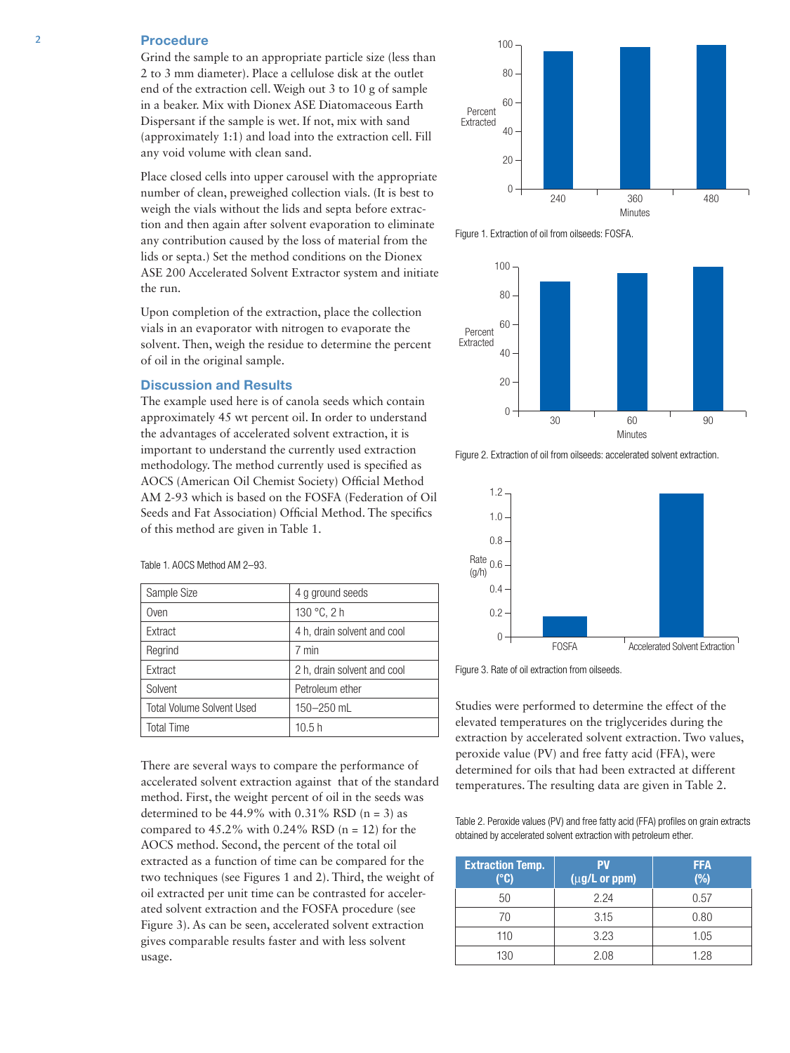## Procedure

Grind the sample to an appropriate particle size (less than 2 to 3 mm diameter). Place a cellulose disk at the outlet end of the extraction cell. Weigh out 3 to 10 g of sample in a beaker. Mix with Dionex ASE Diatomaceous Earth Dispersant if the sample is wet. If not, mix with sand (approximately 1:1) and load into the extraction cell. Fill any void volume with clean sand.

Place closed cells into upper carousel with the appropriate number of clean, preweighed collection vials. (It is best to weigh the vials without the lids and septa before extraction and then again after solvent evaporation to eliminate any contribution caused by the loss of material from the lids or septa.) Set the method conditions on the Dionex ASE 200 Accelerated Solvent Extractor system and initiate the run.

Upon completion of the extraction, place the collection vials in an evaporator with nitrogen to evaporate the solvent. Then, weigh the residue to determine the percent of oil in the original sample.

## Discussion and Results

The example used here is of canola seeds which contain approximately 45 wt percent oil. In order to understand the advantages of accelerated solvent extraction, it is important to understand the currently used extraction methodology. The method currently used is specified as AOCS (American Oil Chemist Society) Official Method AM 2-93 which is based on the FOSFA (Federation of Oil Seeds and Fat Association) Official Method. The specifics of this method are given in Table 1.

Table 1. AOCS Method AM 2–93.

| | |
|---|---|
| Sample Size | 4 g ground seeds |
| Oven | 130 °C, 2 h |
| Extract | 4 h, drain solvent and cool |
| Regrind | 7 min |
| Extract | 2 h, drain solvent and cool |
| Solvent | Petroleum ether |
| Total Volume Solvent Used | 150–250 mL |
| Total Time | 10.5 h |

There are several ways to compare the performance of accelerated solvent extraction against that of the standard method. First, the weight percent of oil in the seeds was determined to be 44.9% with 0.31% RSD (n = 3) as compared to 45.2% with 0.24% RSD (n = 12) for the AOCS method. Second, the percent of the total oil extracted as a function of time can be compared for the two techniques (see Figures 1 and 2). Third, the weight of oil extracted per unit time can be contrasted for accelerated solvent extraction and the FOSFA procedure (see Figure 3). As can be seen, accelerated solvent extraction gives comparable results faster and with less solvent usage.

Figure 1. Extraction of oil from oilseeds: FOSFA.

Figure 2. Extraction of oil from oilseeds: accelerated solvent extraction.

Figure 3. Rate of oil extraction from oilseeds.

Studies were performed to determine the effect of the elevated temperatures on the triglycerides during the extraction by accelerated solvent extraction. Two values, peroxide value (PV) and free fatty acid (FFA), were determined for oils that had been extracted at different temperatures. The resulting data are given in Table 2.

Table 2. Peroxide values (PV) and free fatty acid (FFA) profiles on grain extracts obtained by accelerated solvent extraction with petroleum ether.

| Extraction Temp. (°C) | PV (µg/L or ppm) | FFA (%) |
|---|---|---|
| 50 | 2.24 | 0.57 |
| 70 | 3.15 | 0.80 |
| 110 | 3.23 | 1.05 |
| 130 | 2.08 | 1.28 |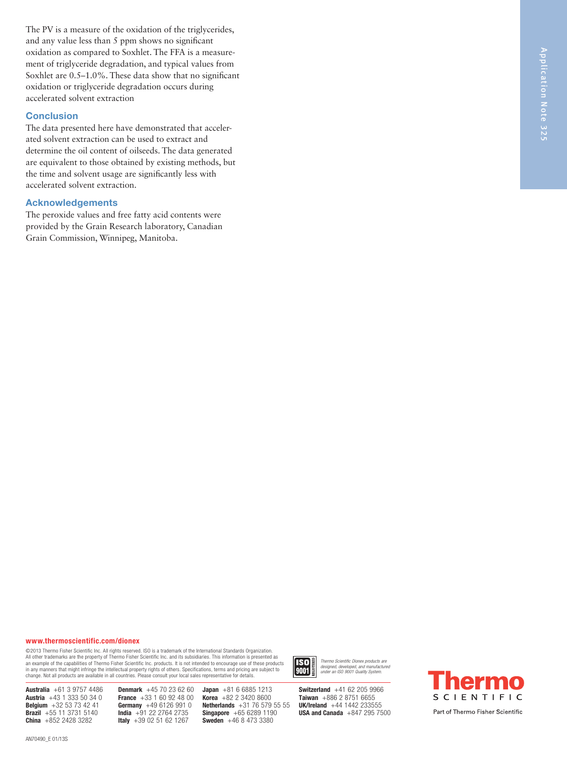The PV is a measure of the oxidation of the triglycerides, and any value less than 5 ppm shows no significant oxidation as compared to Soxhlet. The FFA is a measurement of triglyceride degradation, and typical values from Soxhlet are 0.5–1.0%. These data show that no significant oxidation or triglyceride degradation occurs during accelerated solvent extraction

## Conclusion

The data presented here have demonstrated that accelerated solvent extraction can be used to extract and determine the oil content of oilseeds. The data generated are equivalent to those obtained by existing methods, but the time and solvent usage are significantly less with accelerated solvent extraction.

## Acknowledgements

The peroxide values and free fatty acid contents were provided by the Grain Research laboratory, Canadian Grain Commission, Winnipeg, Manitoba.

**www.thermoscientific.com/dionex**

©2013 Thermo Fisher Scientific Inc. All rights reserved. ISO is a trademark of the International Standards Organization. All other trademarks are the property of Thermo Fisher Scientific Inc. and its subsidiaries. This information is presented as an example of the capabilities of Thermo Fisher Scientific Inc. products. It is not intended to encourage use of these products in any manners that might infringe the intellectual property rights of others. Specifications, terms and pricing are subject to change. Not all products are available in all countries. Please consult your local sales representative for details.

*Thermo Scientific Dionex products are designed, developed, and manufactured under an ISO 9001 Quality System.*

**Australia** +61 3 9757 4486
**Austria** +43 1 333 50 34 0
**Belgium** +32 53 73 42 41
**Brazil** +55 11 3731 5140
**China** +852 2428 3282
**Denmark** +45 70 23 62 60
**France** +33 1 60 92 48 00
**Germany** +49 6126 991 0
**India** +91 22 2764 2735
**Italy** +39 02 51 62 1267
**Japan** +81 6 6885 1213
**Korea** +82 2 3420 8600
**Netherlands** +31 76 579 55 55
**Singapore** +65 6289 1190
**Sweden** +46 8 473 3380
**Switzerland** +41 62 205 9966
**Taiwan** +886 2 8751 6655
**UK/Ireland** +44 1442 233555
**USA and Canada** +847 295 7500

Thermo SCIENTIFIC
Part of Thermo Fisher Scientific

AN70490_E 01/13S